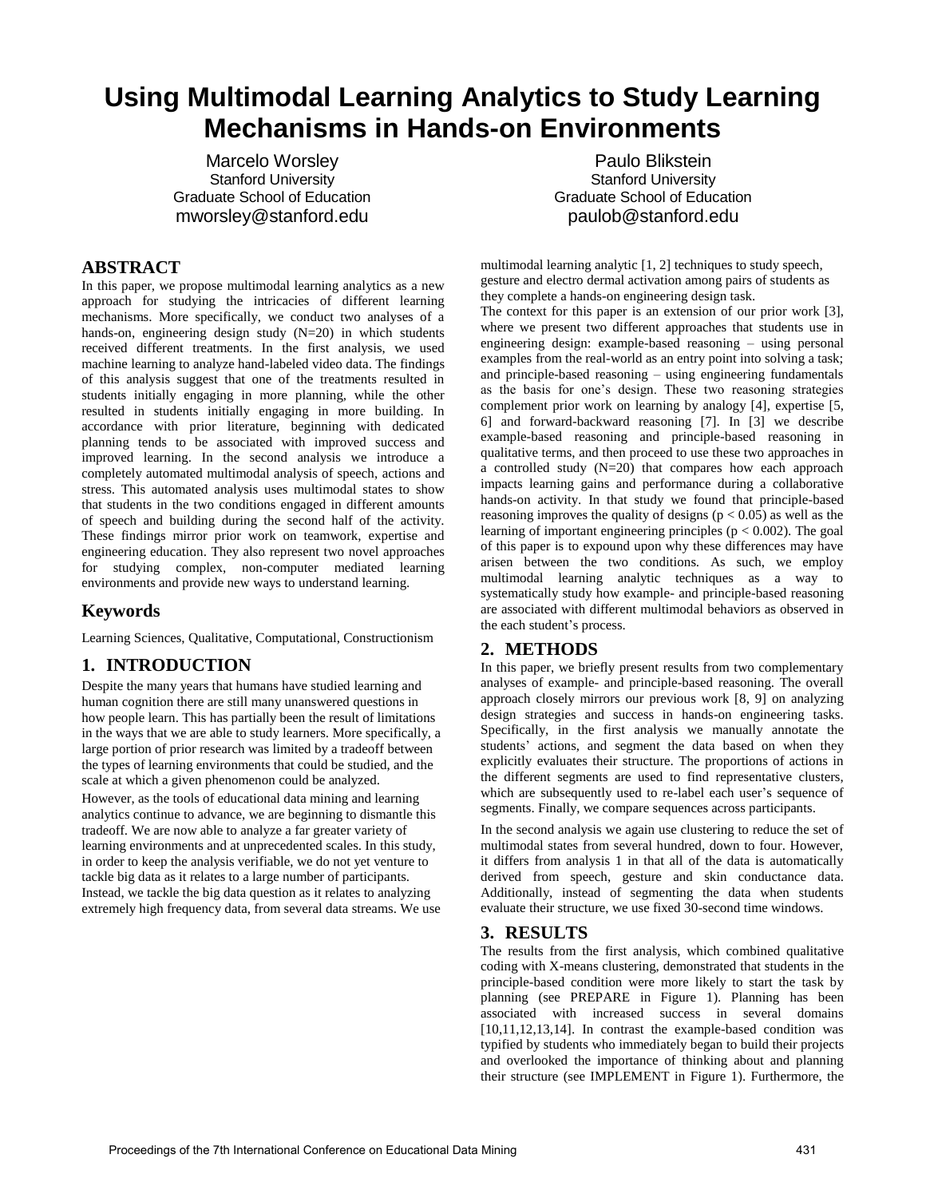# Using Multimodal Learning Analytics to Study Learning Mechanisms in Hands-on Environments

Marcelo Worsley
Stanford University
Graduate School of Education
mworsley@stanford.edu

Paulo Blikstein
Stanford University
Graduate School of Education
paulob@stanford.edu

## ABSTRACT

In this paper, we propose multimodal learning analytics as a new approach for studying the intricacies of different learning mechanisms. More specifically, we conduct two analyses of a hands-on, engineering design study (N=20) in which students received different treatments. In the first analysis, we used machine learning to analyze hand-labeled video data. The findings of this analysis suggest that one of the treatments resulted in students initially engaging in more planning, while the other resulted in students initially engaging in more building. In accordance with prior literature, beginning with dedicated planning tends to be associated with improved success and improved learning. In the second analysis we introduce a completely automated multimodal analysis of speech, actions and stress. This automated analysis uses multimodal states to show that students in the two conditions engaged in different amounts of speech and building during the second half of the activity. These findings mirror prior work on teamwork, expertise and engineering education. They also represent two novel approaches for studying complex, non-computer mediated learning environments and provide new ways to understand learning.

## Keywords

Learning Sciences, Qualitative, Computational, Constructionism

## 1. INTRODUCTION

Despite the many years that humans have studied learning and human cognition there are still many unanswered questions in how people learn. This has partially been the result of limitations in the ways that we are able to study learners. More specifically, a large portion of prior research was limited by a tradeoff between the types of learning environments that could be studied, and the scale at which a given phenomenon could be analyzed.

However, as the tools of educational data mining and learning analytics continue to advance, we are beginning to dismantle this tradeoff. We are now able to analyze a far greater variety of learning environments and at unprecedented scales. In this study, in order to keep the analysis verifiable, we do not yet venture to tackle big data as it relates to a large number of participants. Instead, we tackle the big data question as it relates to analyzing extremely high frequency data, from several data streams. We use multimodal learning analytic [1, 2] techniques to study speech, gesture and electro dermal activation among pairs of students as they complete a hands-on engineering design task.

The context for this paper is an extension of our prior work [3], where we present two different approaches that students use in engineering design: example-based reasoning – using personal examples from the real-world as an entry point into solving a task; and principle-based reasoning – using engineering fundamentals as the basis for one's design. These two reasoning strategies complement prior work on learning by analogy [4], expertise [5, 6] and forward-backward reasoning [7]. In [3] we describe example-based reasoning and principle-based reasoning in qualitative terms, and then proceed to use these two approaches in a controlled study (N=20) that compares how each approach impacts learning gains and performance during a collaborative hands-on activity. In that study we found that principle-based reasoning improves the quality of designs ($p < 0.05$) as well as the learning of important engineering principles ($p < 0.002$). The goal of this paper is to expound upon why these differences may have arisen between the two conditions. As such, we employ multimodal learning analytic techniques as a way to systematically study how example- and principle-based reasoning are associated with different multimodal behaviors as observed in the each student's process.

## 2. METHODS

In this paper, we briefly present results from two complementary analyses of example- and principle-based reasoning. The overall approach closely mirrors our previous work [8, 9] on analyzing design strategies and success in hands-on engineering tasks. Specifically, in the first analysis we manually annotate the students' actions, and segment the data based on when they explicitly evaluates their structure. The proportions of actions in the different segments are used to find representative clusters, which are subsequently used to re-label each user's sequence of segments. Finally, we compare sequences across participants.

In the second analysis we again use clustering to reduce the set of multimodal states from several hundred, down to four. However, it differs from analysis 1 in that all of the data is automatically derived from speech, gesture and skin conductance data. Additionally, instead of segmenting the data when students evaluate their structure, we use fixed 30-second time windows.

## 3. RESULTS

The results from the first analysis, which combined qualitative coding with X-means clustering, demonstrated that students in the principle-based condition were more likely to start the task by planning (see PREPARE in Figure 1). Planning has been associated with increased success in several domains [10,11,12,13,14]. In contrast the example-based condition was typified by students who immediately began to build their projects and overlooked the importance of thinking about and planning their structure (see IMPLEMENT in Figure 1). Furthermore, the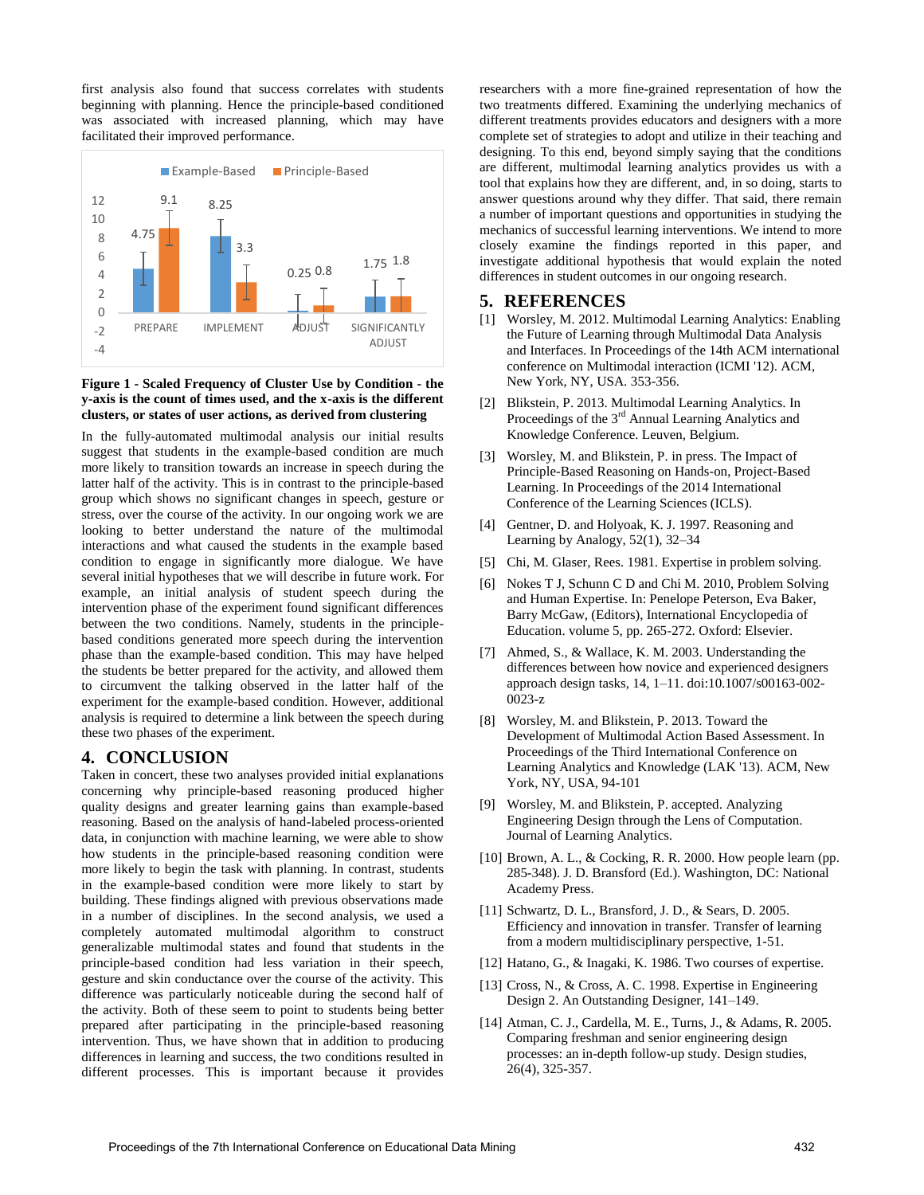first analysis also found that success correlates with students beginning with planning. Hence the principle-based conditioned was associated with increased planning, which may have facilitated their improved performance.

Example-Based
Principle-Based

12
10
8
6
4
2
0
-2
-4

4.75
9.1
8.25
3.3
0.25
0.8
1.75
1.8

PREPARE
IMPLEMENT
ADJUST
SIGNIFICANTLY ADJUST

**Figure 1 - Scaled Frequency of Cluster Use by Condition - the y-axis is the count of times used, and the x-axis is the different clusters, or states of user actions, as derived from clustering**

In the fully-automated multimodal analysis our initial results suggest that students in the example-based condition are much more likely to transition towards an increase in speech during the latter half of the activity. This is in contrast to the principle-based group which shows no significant changes in speech, gesture or stress, over the course of the activity. In our ongoing work we are looking to better understand the nature of the multimodal interactions and what caused the students in the example based condition to engage in significantly more dialogue. We have several initial hypotheses that we will describe in future work. For example, an initial analysis of student speech during the intervention phase of the experiment found significant differences between the two conditions. Namely, students in the principle-based conditions generated more speech during the intervention phase than the example-based condition. This may have helped the students be better prepared for the activity, and allowed them to circumvent the talking observed in the latter half of the experiment for the example-based condition. However, additional analysis is required to determine a link between the speech during these two phases of the experiment.

## 4. CONCLUSION

Taken in concert, these two analyses provided initial explanations concerning why principle-based reasoning produced higher quality designs and greater learning gains than example-based reasoning. Based on the analysis of hand-labeled process-oriented data, in conjunction with machine learning, we were able to show how students in the principle-based reasoning condition were more likely to begin the task with planning. In contrast, students in the example-based condition were more likely to start by building. These findings aligned with previous observations made in a number of disciplines. In the second analysis, we used a completely automated multimodal algorithm to construct generalizable multimodal states and found that students in the principle-based condition had less variation in their speech, gesture and skin conductance over the course of the activity. This difference was particularly noticeable during the second half of the activity. Both of these seem to point to students being better prepared after participating in the principle-based reasoning intervention. Thus, we have shown that in addition to producing differences in learning and success, the two conditions resulted in different processes. This is important because it provides researchers with a more fine-grained representation of how the two treatments differed. Examining the underlying mechanics of different treatments provides educators and designers with a more complete set of strategies to adopt and utilize in their teaching and designing. To this end, beyond simply saying that the conditions are different, multimodal learning analytics provides us with a tool that explains how they are different, and, in so doing, starts to answer questions around why they differ. That said, there remain a number of important questions and opportunities in studying the mechanics of successful learning interventions. We intend to more closely examine the findings reported in this paper, and investigate additional hypothesis that would explain the noted differences in student outcomes in our ongoing research.

## 5. REFERENCES

[1] Worsley, M. 2012. Multimodal Learning Analytics: Enabling the Future of Learning through Multimodal Data Analysis and Interfaces. In Proceedings of the 14th ACM international conference on Multimodal interaction (ICMI '12). ACM, New York, NY, USA. 353-356.

[2] Blikstein, P. 2013. Multimodal Learning Analytics. In Proceedings of the 3rd Annual Learning Analytics and Knowledge Conference. Leuven, Belgium.

[3] Worsley, M. and Blikstein, P. in press. The Impact of Principle-Based Reasoning on Hands-on, Project-Based Learning. In Proceedings of the 2014 International Conference of the Learning Sciences (ICLS).

[4] Gentner, D. and Holyoak, K. J. 1997. Reasoning and Learning by Analogy, 52(1), 32–34

[5] Chi, M. Glaser, Rees. 1981. Expertise in problem solving.

[6] Nokes T J, Schunn C D and Chi M. 2010, Problem Solving and Human Expertise. In: Penelope Peterson, Eva Baker, Barry McGaw, (Editors), International Encyclopedia of Education. volume 5, pp. 265-272. Oxford: Elsevier.

[7] Ahmed, S., & Wallace, K. M. 2003. Understanding the differences between how novice and experienced designers approach design tasks, 14, 1–11. doi:10.1007/s00163-002-0023-z

[8] Worsley, M. and Blikstein, P. 2013. Toward the Development of Multimodal Action Based Assessment. In Proceedings of the Third International Conference on Learning Analytics and Knowledge (LAK '13). ACM, New York, NY, USA, 94-101

[9] Worsley, M. and Blikstein, P. accepted. Analyzing Engineering Design through the Lens of Computation. Journal of Learning Analytics.

[10] Brown, A. L., & Cocking, R. R. 2000. How people learn (pp. 285-348). J. D. Bransford (Ed.). Washington, DC: National Academy Press.

[11] Schwartz, D. L., Bransford, J. D., & Sears, D. 2005. Efficiency and innovation in transfer. Transfer of learning from a modern multidisciplinary perspective, 1-51.

[12] Hatano, G., & Inagaki, K. 1986. Two courses of expertise.

[13] Cross, N., & Cross, A. C. 1998. Expertise in Engineering Design 2. An Outstanding Designer, 141–149.

[14] Atman, C. J., Cardella, M. E., Turns, J., & Adams, R. 2005. Comparing freshman and senior engineering design processes: an in-depth follow-up study. Design studies, 26(4), 325-357.